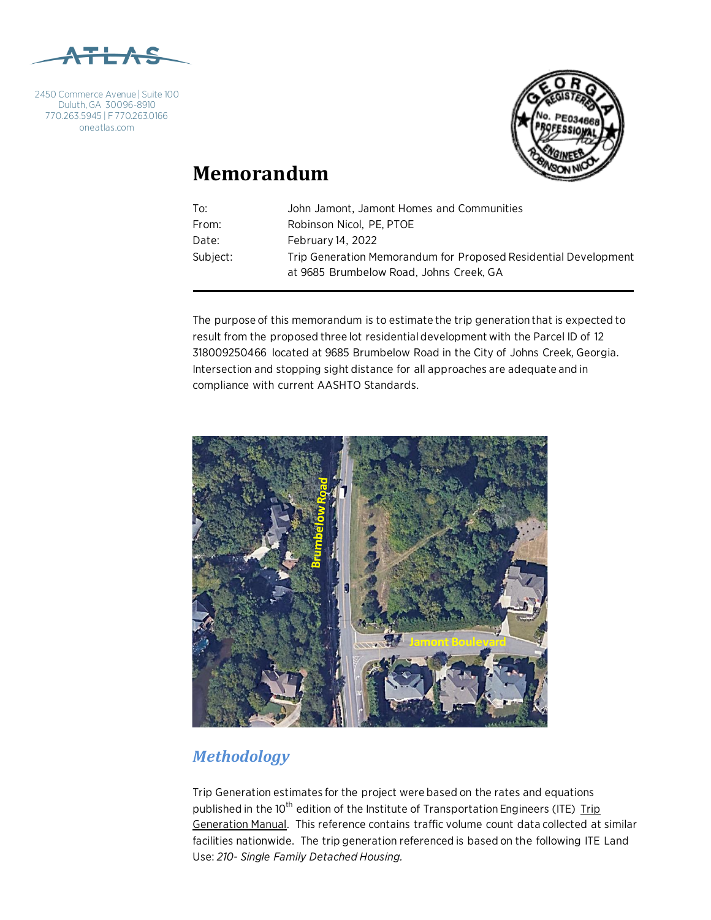ATLAS

2450 Commerce Avenue | Suite 100
Duluth, GA 30096-8910
770.263.5945 | F 770.263.0166
oneatlas.com

# Memorandum

| | |
|---|---|
| To: | John Jamont, Jamont Homes and Communities |
| From: | Robinson Nicol, PE, PTOE |
| Date: | February 14, 2022 |
| Subject: | Trip Generation Memorandum for Proposed Residential Development at 9685 Brumbelow Road, Johns Creek, GA |

The purpose of this memorandum is to estimate the trip generation that is expected to result from the proposed three lot residential development with the Parcel ID of 12 318009250466 located at 9685 Brumbelow Road in the City of Johns Creek, Georgia. Intersection and stopping sight distance for all approaches are adequate and in compliance with current AASHTO Standards.

## *Methodology*

Trip Generation estimates for the project were based on the rates and equations published in the 10th edition of the Institute of Transportation Engineers (ITE) Trip Generation Manual. This reference contains traffic volume count data collected at similar facilities nationwide. The trip generation referenced is based on the following ITE Land Use: *210- Single Family Detached Housing.*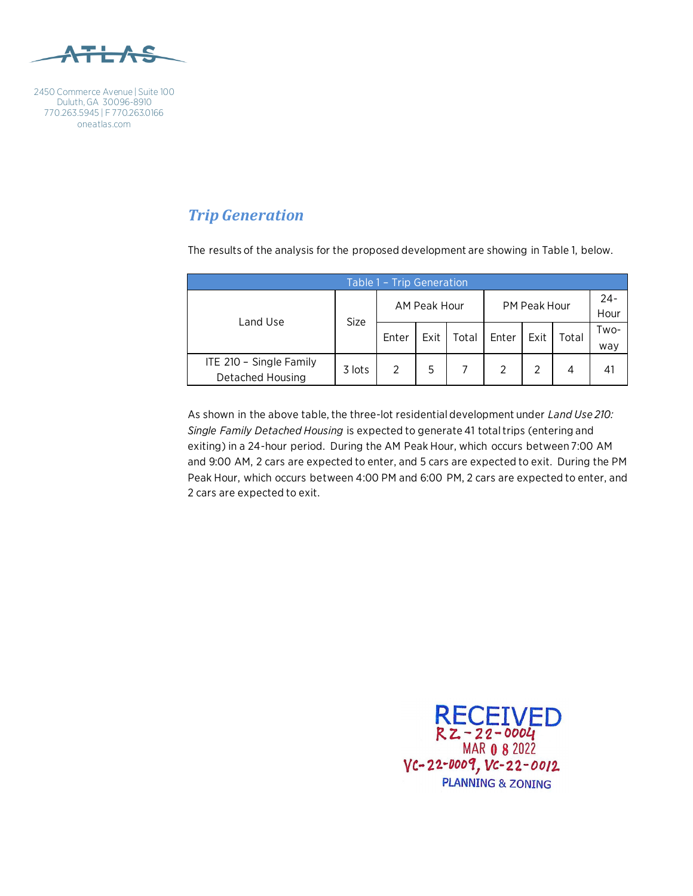ATLAS

2450 Commerce Avenue | Suite 100
Duluth, GA 30096-8910
770.263.5945 | F 770.263.0166
oneatlas.com

## *Trip Generation*

The results of the analysis for the proposed development are showing in Table 1, below.

| Table 1 – Trip Generation | | | | | | | | |
|---|---|---|---|---|---|---|---|---|
| Land Use | Size | AM Peak Hour | | | PM Peak Hour | | | 24-Hour |
| | | Enter | Exit | Total | Enter | Exit | Total | Two-way |
| ITE 210 – Single Family Detached Housing | 3 lots | 2 | 5 | 7 | 2 | 2 | 4 | 41 |

As shown in the above table, the three-lot residential development under *Land Use 210: Single Family Detached Housing* is expected to generate 41 total trips (entering and exiting) in a 24-hour period. During the AM Peak Hour, which occurs between 7:00 AM and 9:00 AM, 2 cars are expected to enter, and 5 cars are expected to exit. During the PM Peak Hour, which occurs between 4:00 PM and 6:00 PM, 2 cars are expected to enter, and 2 cars are expected to exit.

RECEIVED
RZ-22-0004
MAR 08 2022
VC-22-0009, VC-22-0012
PLANNING & ZONING